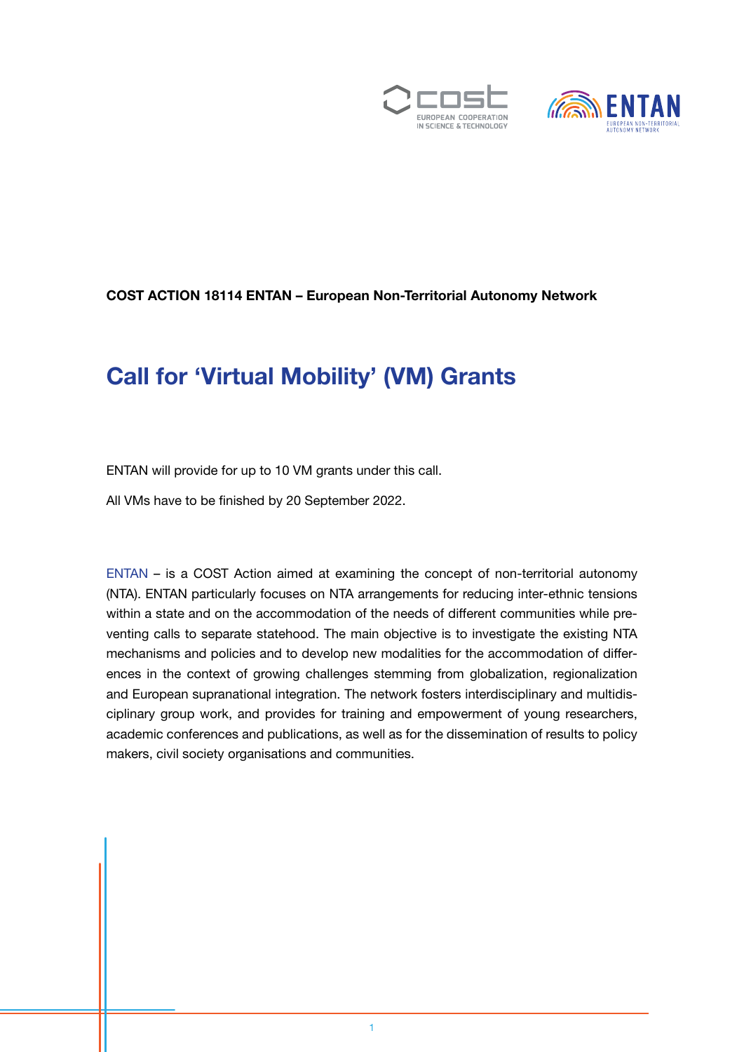**COST ACTION 18114 ENTAN – European Non-Territorial Autonomy Network**

# Call for 'Virtual Mobility' (VM) Grants

ENTAN will provide for up to 10 VM grants under this call.

All VMs have to be finished by 20 September 2022.

ENTAN – is a COST Action aimed at examining the concept of non-territorial autonomy (NTA). ENTAN particularly focuses on NTA arrangements for reducing inter-ethnic tensions within a state and on the accommodation of the needs of different communities while preventing calls to separate statehood. The main objective is to investigate the existing NTA mechanisms and policies and to develop new modalities for the accommodation of differences in the context of growing challenges stemming from globalization, regionalization and European supranational integration. The network fosters interdisciplinary and multidisciplinary group work, and provides for training and empowerment of young researchers, academic conferences and publications, as well as for the dissemination of results to policy makers, civil society organisations and communities.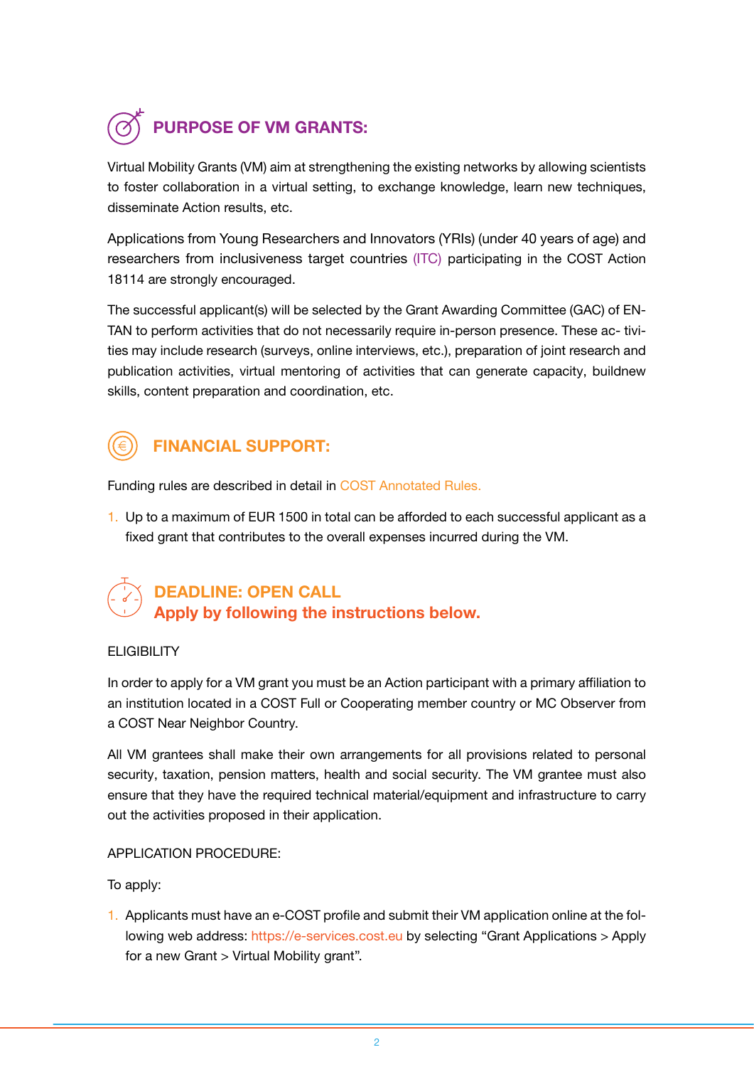## PURPOSE OF VM GRANTS:

Virtual Mobility Grants (VM) aim at strengthening the existing networks by allowing scientists to foster collaboration in a virtual setting, to exchange knowledge, learn new techniques, disseminate Action results, etc.

Applications from Young Researchers and Innovators (YRIs) (under 40 years of age) and researchers from inclusiveness target countries (ITC) participating in the COST Action 18114 are strongly encouraged.

The successful applicant(s) will be selected by the Grant Awarding Committee (GAC) of EN-TAN to perform activities that do not necessarily require in-person presence. These ac- tivities may include research (surveys, online interviews, etc.), preparation of joint research and publication activities, virtual mentoring of activities that can generate capacity, buildnew skills, content preparation and coordination, etc.

## FINANCIAL SUPPORT:

Funding rules are described in detail in COST Annotated Rules.

1. Up to a maximum of EUR 1500 in total can be afforded to each successful applicant as a fixed grant that contributes to the overall expenses incurred during the VM.

## DEADLINE: OPEN CALL
**Apply by following the instructions below.**

ELIGIBILITY

In order to apply for a VM grant you must be an Action participant with a primary affiliation to an institution located in a COST Full or Cooperating member country or MC Observer from a COST Near Neighbor Country.

All VM grantees shall make their own arrangements for all provisions related to personal security, taxation, pension matters, health and social security. The VM grantee must also ensure that they have the required technical material/equipment and infrastructure to carry out the activities proposed in their application.

APPLICATION PROCEDURE:

To apply:

1. Applicants must have an e-COST profile and submit their VM application online at the following web address: https://e-services.cost.eu by selecting “Grant Applications > Apply for a new Grant > Virtual Mobility grant”.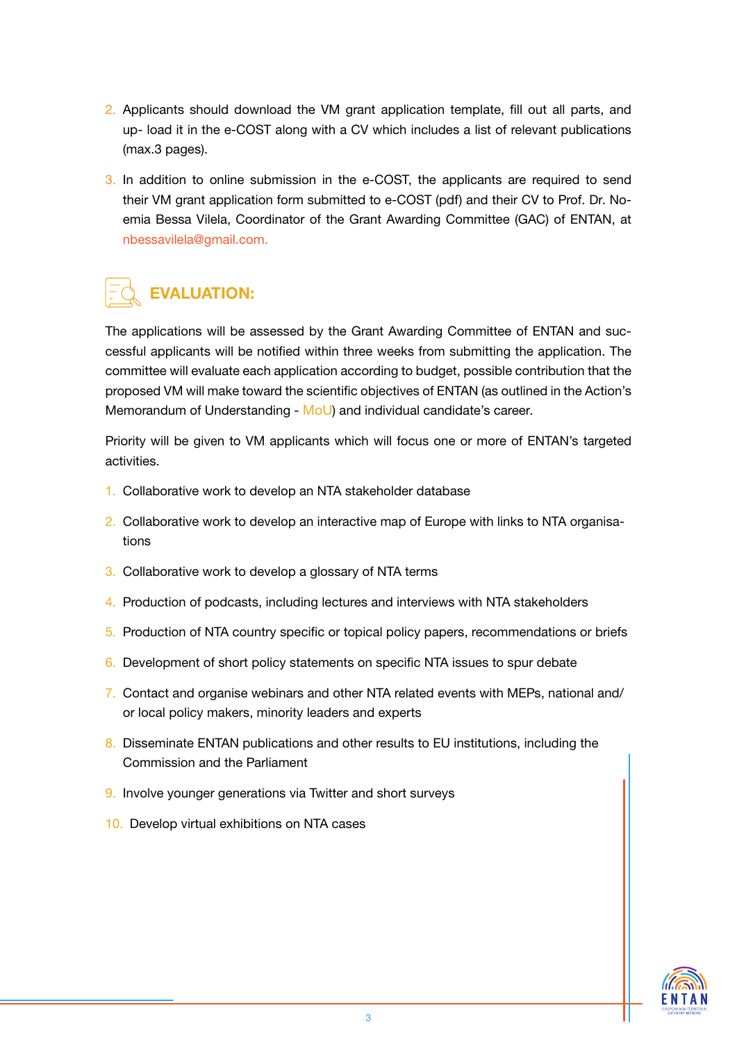2. Applicants should download the VM grant application template, fill out all parts, and up- load it in the e-COST along with a CV which includes a list of relevant publications (max.3 pages).
3. In addition to online submission in the e-COST, the applicants are required to send their VM grant application form submitted to e-COST (pdf) and their CV to Prof. Dr. Noemia Bessa Vilela, Coordinator of the Grant Awarding Committee (GAC) of ENTAN, at nbessavilela@gmail.com.

## EVALUATION:

The applications will be assessed by the Grant Awarding Committee of ENTAN and successful applicants will be notified within three weeks from submitting the application. The committee will evaluate each application according to budget, possible contribution that the proposed VM will make toward the scientific objectives of ENTAN (as outlined in the Action's Memorandum of Understanding - MoU) and individual candidate's career.

Priority will be given to VM applicants which will focus one or more of ENTAN's targeted activities.

1. Collaborative work to develop an NTA stakeholder database
2. Collaborative work to develop an interactive map of Europe with links to NTA organisations
3. Collaborative work to develop a glossary of NTA terms
4. Production of podcasts, including lectures and interviews with NTA stakeholders
5. Production of NTA country specific or topical policy papers, recommendations or briefs
6. Development of short policy statements on specific NTA issues to spur debate
7. Contact and organise webinars and other NTA related events with MEPs, national and/or local policy makers, minority leaders and experts
8. Disseminate ENTAN publications and other results to EU institutions, including the Commission and the Parliament
9. Involve younger generations via Twitter and short surveys
10. Develop virtual exhibitions on NTA cases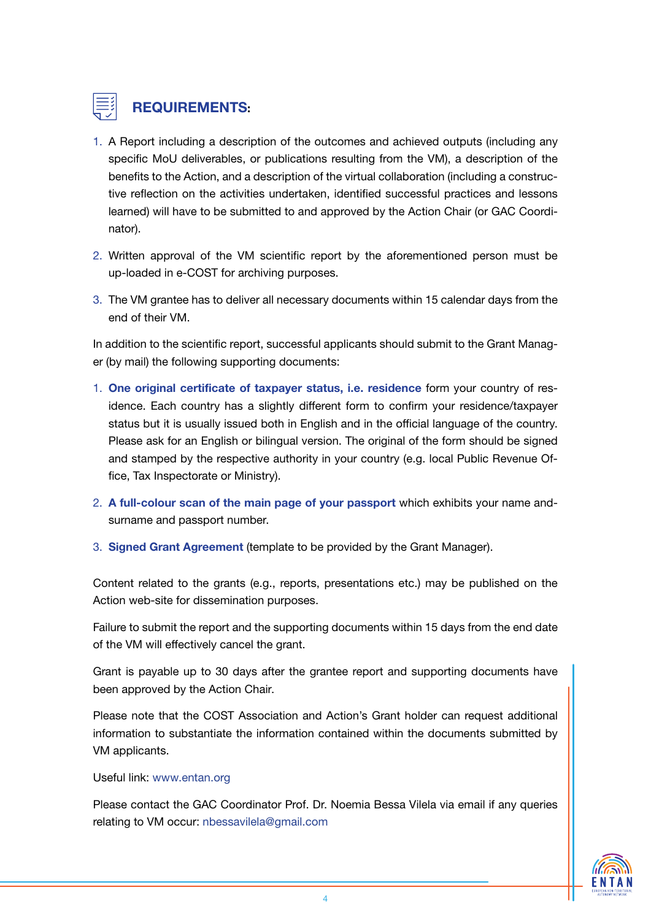## REQUIREMENTS:

1. A Report including a description of the outcomes and achieved outputs (including any specific MoU deliverables, or publications resulting from the VM), a description of the benefits to the Action, and a description of the virtual collaboration (including a constructive reflection on the activities undertaken, identified successful practices and lessons learned) will have to be submitted to and approved by the Action Chair (or GAC Coordinator).
2. Written approval of the VM scientific report by the aforementioned person must be up-loaded in e-COST for archiving purposes.
3. The VM grantee has to deliver all necessary documents within 15 calendar days from the end of their VM.

In addition to the scientific report, successful applicants should submit to the Grant Manager (by mail) the following supporting documents:

1. **One original certificate of taxpayer status, i.e. residence** form your country of residence. Each country has a slightly different form to confirm your residence/taxpayer status but it is usually issued both in English and in the official language of the country. Please ask for an English or bilingual version. The original of the form should be signed and stamped by the respective authority in your country (e.g. local Public Revenue Office, Tax Inspectorate or Ministry).
2. **A full-colour scan of the main page of your passport** which exhibits your name and surname and passport number.
3. **Signed Grant Agreement** (template to be provided by the Grant Manager).

Content related to the grants (e.g., reports, presentations etc.) may be published on the Action web-site for dissemination purposes.

Failure to submit the report and the supporting documents within 15 days from the end date of the VM will effectively cancel the grant.

Grant is payable up to 30 days after the grantee report and supporting documents have been approved by the Action Chair.

Please note that the COST Association and Action's Grant holder can request additional information to substantiate the information contained within the documents submitted by VM applicants.

Useful link: www.entan.org

Please contact the GAC Coordinator Prof. Dr. Noemia Bessa Vilela via email if any queries relating to VM occur: nbessavilela@gmail.com